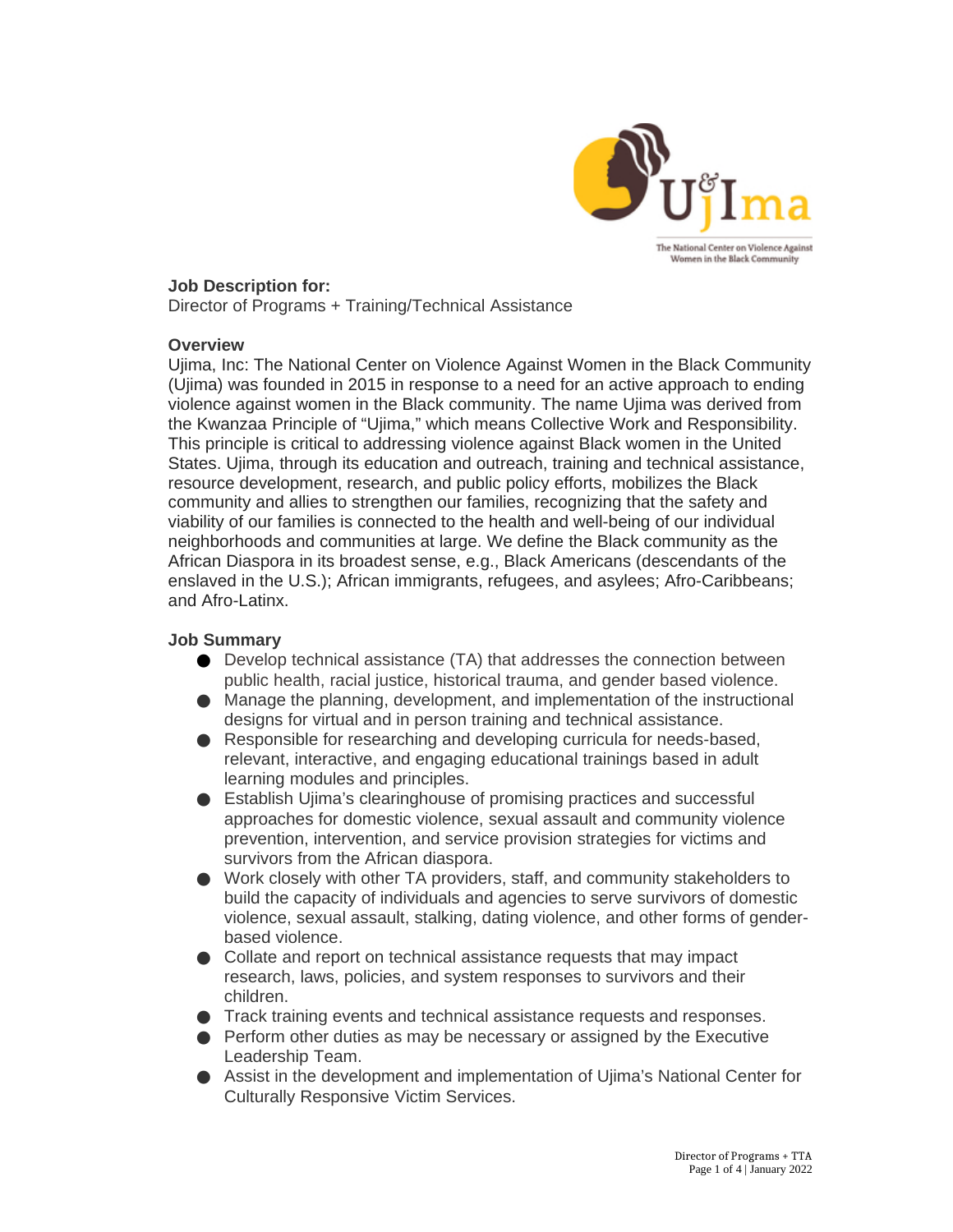**Job Description for:**
Director of Programs + Training/Technical Assistance

**Overview**
Ujima, Inc: The National Center on Violence Against Women in the Black Community (Ujima) was founded in 2015 in response to a need for an active approach to ending violence against women in the Black community. The name Ujima was derived from the Kwanzaa Principle of "Ujima," which means Collective Work and Responsibility. This principle is critical to addressing violence against Black women in the United States. Ujima, through its education and outreach, training and technical assistance, resource development, research, and public policy efforts, mobilizes the Black community and allies to strengthen our families, recognizing that the safety and viability of our families is connected to the health and well-being of our individual neighborhoods and communities at large. We define the Black community as the African Diaspora in its broadest sense, e.g., Black Americans (descendants of the enslaved in the U.S.); African immigrants, refugees, and asylees; Afro-Caribbeans; and Afro-Latinx.

**Job Summary**

- Develop technical assistance (TA) that addresses the connection between public health, racial justice, historical trauma, and gender based violence.
- Manage the planning, development, and implementation of the instructional designs for virtual and in person training and technical assistance.
- Responsible for researching and developing curricula for needs-based, relevant, interactive, and engaging educational trainings based in adult learning modules and principles.
- Establish Ujima's clearinghouse of promising practices and successful approaches for domestic violence, sexual assault and community violence prevention, intervention, and service provision strategies for victims and survivors from the African diaspora.
- Work closely with other TA providers, staff, and community stakeholders to build the capacity of individuals and agencies to serve survivors of domestic violence, sexual assault, stalking, dating violence, and other forms of gender-based violence.
- Collate and report on technical assistance requests that may impact research, laws, policies, and system responses to survivors and their children.
- Track training events and technical assistance requests and responses.
- Perform other duties as may be necessary or assigned by the Executive Leadership Team.
- Assist in the development and implementation of Ujima's National Center for Culturally Responsive Victim Services.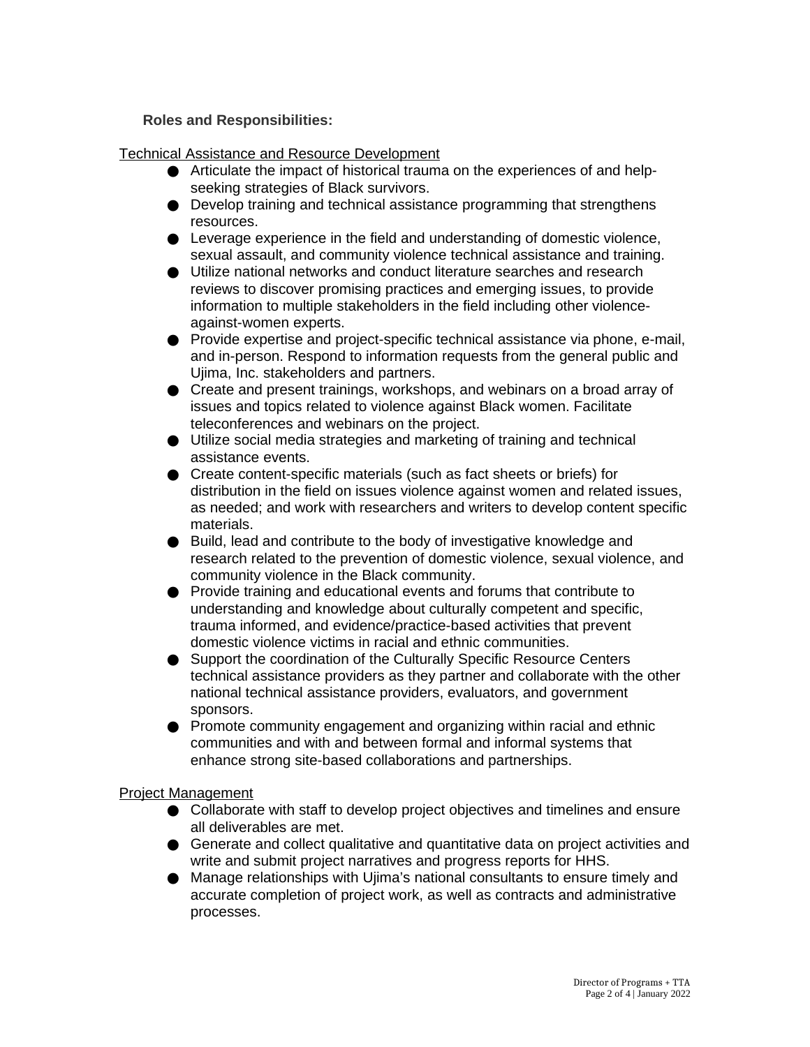**Roles and Responsibilities:**

Technical Assistance and Resource Development

- Articulate the impact of historical trauma on the experiences of and help-seeking strategies of Black survivors.
- Develop training and technical assistance programming that strengthens resources.
- Leverage experience in the field and understanding of domestic violence, sexual assault, and community violence technical assistance and training.
- Utilize national networks and conduct literature searches and research reviews to discover promising practices and emerging issues, to provide information to multiple stakeholders in the field including other violence-against-women experts.
- Provide expertise and project-specific technical assistance via phone, e-mail, and in-person. Respond to information requests from the general public and Ujima, Inc. stakeholders and partners.
- Create and present trainings, workshops, and webinars on a broad array of issues and topics related to violence against Black women. Facilitate teleconferences and webinars on the project.
- Utilize social media strategies and marketing of training and technical assistance events.
- Create content-specific materials (such as fact sheets or briefs) for distribution in the field on issues violence against women and related issues, as needed; and work with researchers and writers to develop content specific materials.
- Build, lead and contribute to the body of investigative knowledge and research related to the prevention of domestic violence, sexual violence, and community violence in the Black community.
- Provide training and educational events and forums that contribute to understanding and knowledge about culturally competent and specific, trauma informed, and evidence/practice-based activities that prevent domestic violence victims in racial and ethnic communities.
- Support the coordination of the Culturally Specific Resource Centers technical assistance providers as they partner and collaborate with the other national technical assistance providers, evaluators, and government sponsors.
- Promote community engagement and organizing within racial and ethnic communities and with and between formal and informal systems that enhance strong site-based collaborations and partnerships.

Project Management

- Collaborate with staff to develop project objectives and timelines and ensure all deliverables are met.
- Generate and collect qualitative and quantitative data on project activities and write and submit project narratives and progress reports for HHS.
- Manage relationships with Ujima's national consultants to ensure timely and accurate completion of project work, as well as contracts and administrative processes.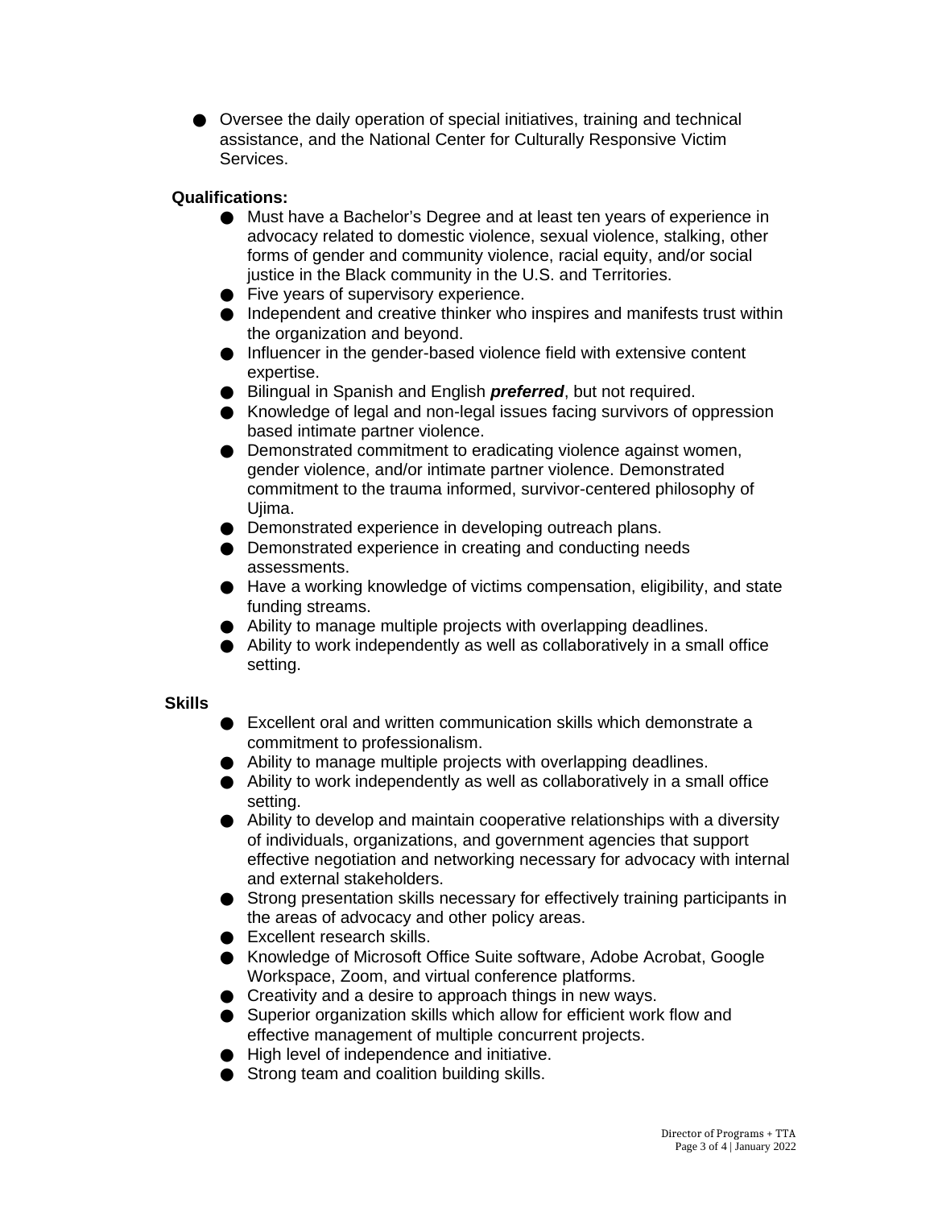- Oversee the daily operation of special initiatives, training and technical assistance, and the National Center for Culturally Responsive Victim Services.

**Qualifications:**

- Must have a Bachelor's Degree and at least ten years of experience in advocacy related to domestic violence, sexual violence, stalking, other forms of gender and community violence, racial equity, and/or social justice in the Black community in the U.S. and Territories.
- Five years of supervisory experience.
- Independent and creative thinker who inspires and manifests trust within the organization and beyond.
- Influencer in the gender-based violence field with extensive content expertise.
- Bilingual in Spanish and English ***preferred***, but not required.
- Knowledge of legal and non-legal issues facing survivors of oppression based intimate partner violence.
- Demonstrated commitment to eradicating violence against women, gender violence, and/or intimate partner violence. Demonstrated commitment to the trauma informed, survivor-centered philosophy of Ujima.
- Demonstrated experience in developing outreach plans.
- Demonstrated experience in creating and conducting needs assessments.
- Have a working knowledge of victims compensation, eligibility, and state funding streams.
- Ability to manage multiple projects with overlapping deadlines.
- Ability to work independently as well as collaboratively in a small office setting.

**Skills**

- Excellent oral and written communication skills which demonstrate a commitment to professionalism.
- Ability to manage multiple projects with overlapping deadlines.
- Ability to work independently as well as collaboratively in a small office setting.
- Ability to develop and maintain cooperative relationships with a diversity of individuals, organizations, and government agencies that support effective negotiation and networking necessary for advocacy with internal and external stakeholders.
- Strong presentation skills necessary for effectively training participants in the areas of advocacy and other policy areas.
- Excellent research skills.
- Knowledge of Microsoft Office Suite software, Adobe Acrobat, Google Workspace, Zoom, and virtual conference platforms.
- Creativity and a desire to approach things in new ways.
- Superior organization skills which allow for efficient work flow and effective management of multiple concurrent projects.
- High level of independence and initiative.
- Strong team and coalition building skills.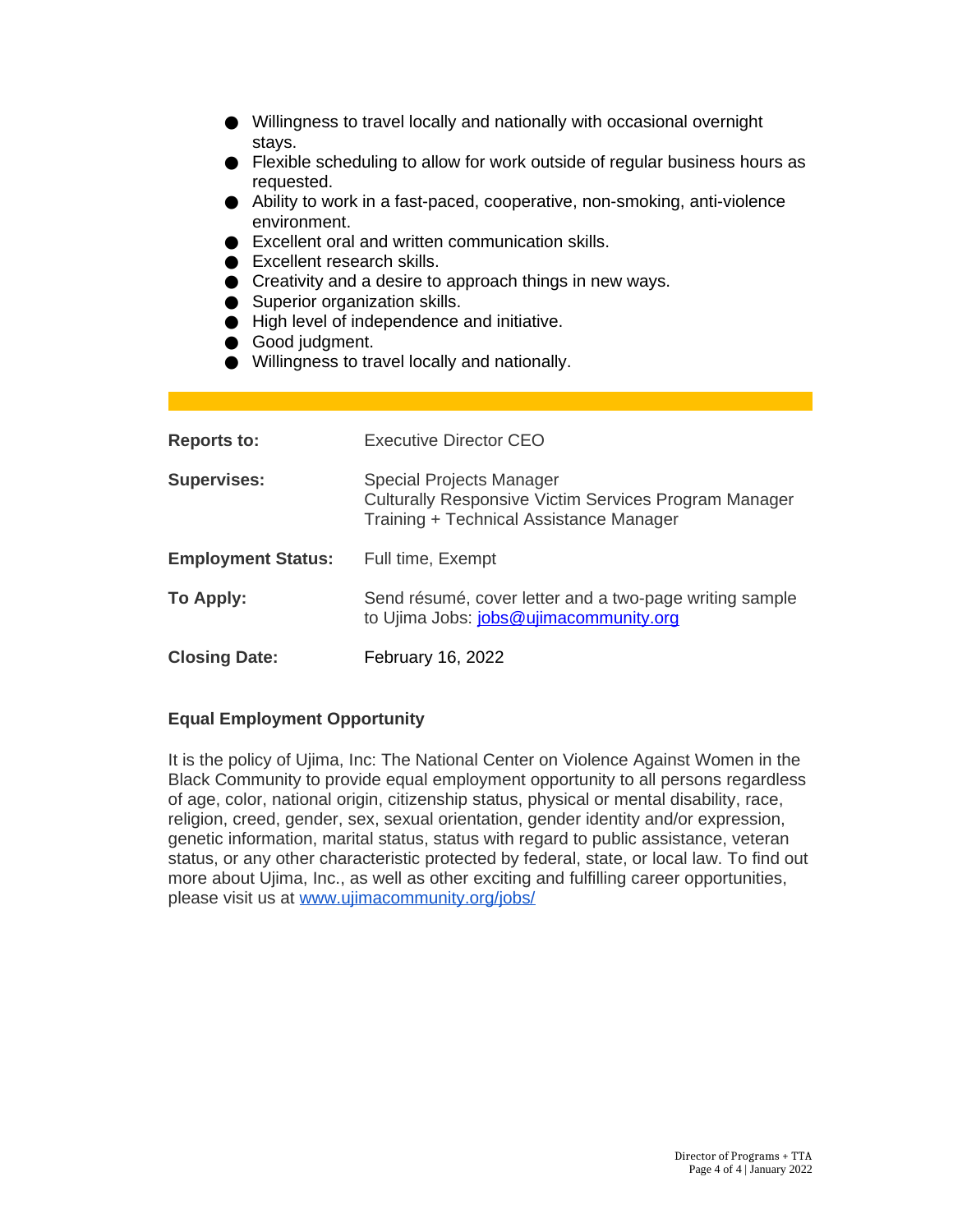- Willingness to travel locally and nationally with occasional overnight stays.
- Flexible scheduling to allow for work outside of regular business hours as requested.
- Ability to work in a fast-paced, cooperative, non-smoking, anti-violence environment.
- Excellent oral and written communication skills.
- Excellent research skills.
- Creativity and a desire to approach things in new ways.
- Superior organization skills.
- High level of independence and initiative.
- Good judgment.
- Willingness to travel locally and nationally.

| | |
|---|---|
| **Reports to:** | Executive Director CEO |
| **Supervises:** | Special Projects Manager<br>Culturally Responsive Victim Services Program Manager<br>Training + Technical Assistance Manager |
| **Employment Status:** | Full time, Exempt |
| **To Apply:** | Send résumé, cover letter and a two-page writing sample to Ujima Jobs: jobs@ujimacommunity.org |
| **Closing Date:** | February 16, 2022 |

**Equal Employment Opportunity**

It is the policy of Ujima, Inc: The National Center on Violence Against Women in the Black Community to provide equal employment opportunity to all persons regardless of age, color, national origin, citizenship status, physical or mental disability, race, religion, creed, gender, sex, sexual orientation, gender identity and/or expression, genetic information, marital status, status with regard to public assistance, veteran status, or any other characteristic protected by federal, state, or local law. To find out more about Ujima, Inc., as well as other exciting and fulfilling career opportunities, please visit us at www.ujimacommunity.org/jobs/